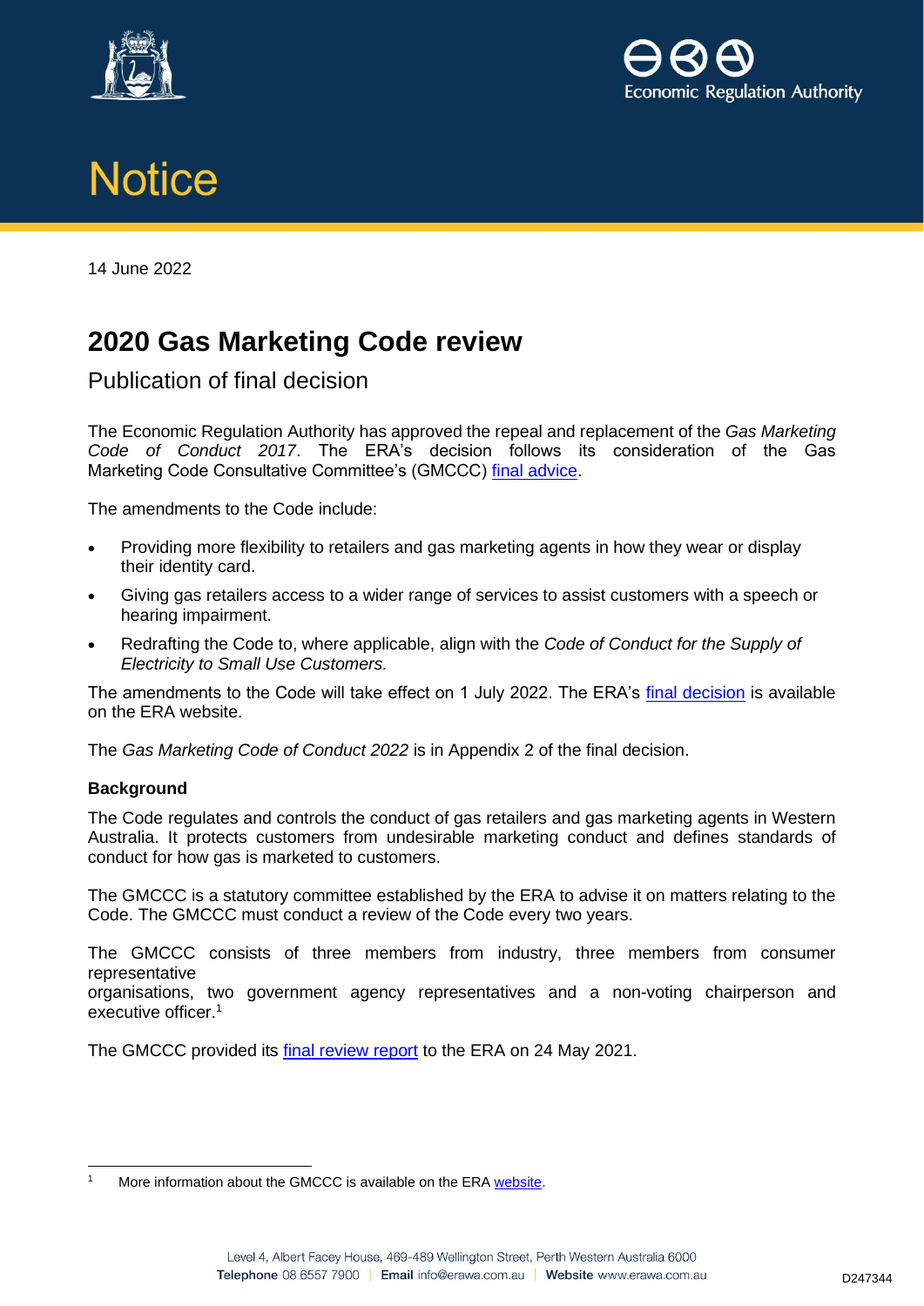# Notice

14 June 2022

## 2020 Gas Marketing Code review

### Publication of final decision

The Economic Regulation Authority has approved the repeal and replacement of the *Gas Marketing Code of Conduct 2017*. The ERA's decision follows its consideration of the Gas Marketing Code Consultative Committee's (GMCCC) final advice.

The amendments to the Code include:

- Providing more flexibility to retailers and gas marketing agents in how they wear or display their identity card.
- Giving gas retailers access to a wider range of services to assist customers with a speech or hearing impairment.
- Redrafting the Code to, where applicable, align with the *Code of Conduct for the Supply of Electricity to Small Use Customers.*

The amendments to the Code will take effect on 1 July 2022. The ERA's final decision is available on the ERA website.

The *Gas Marketing Code of Conduct 2022* is in Appendix 2 of the final decision.

**Background**

The Code regulates and controls the conduct of gas retailers and gas marketing agents in Western Australia. It protects customers from undesirable marketing conduct and defines standards of conduct for how gas is marketed to customers.

The GMCCC is a statutory committee established by the ERA to advise it on matters relating to the Code. The GMCCC must conduct a review of the Code every two years.

The GMCCC consists of three members from industry, three members from consumer representative organisations, two government agency representatives and a non-voting chairperson and executive officer.[1]

The GMCCC provided its final review report to the ERA on 24 May 2021.

[1] More information about the GMCCC is available on the ERA website.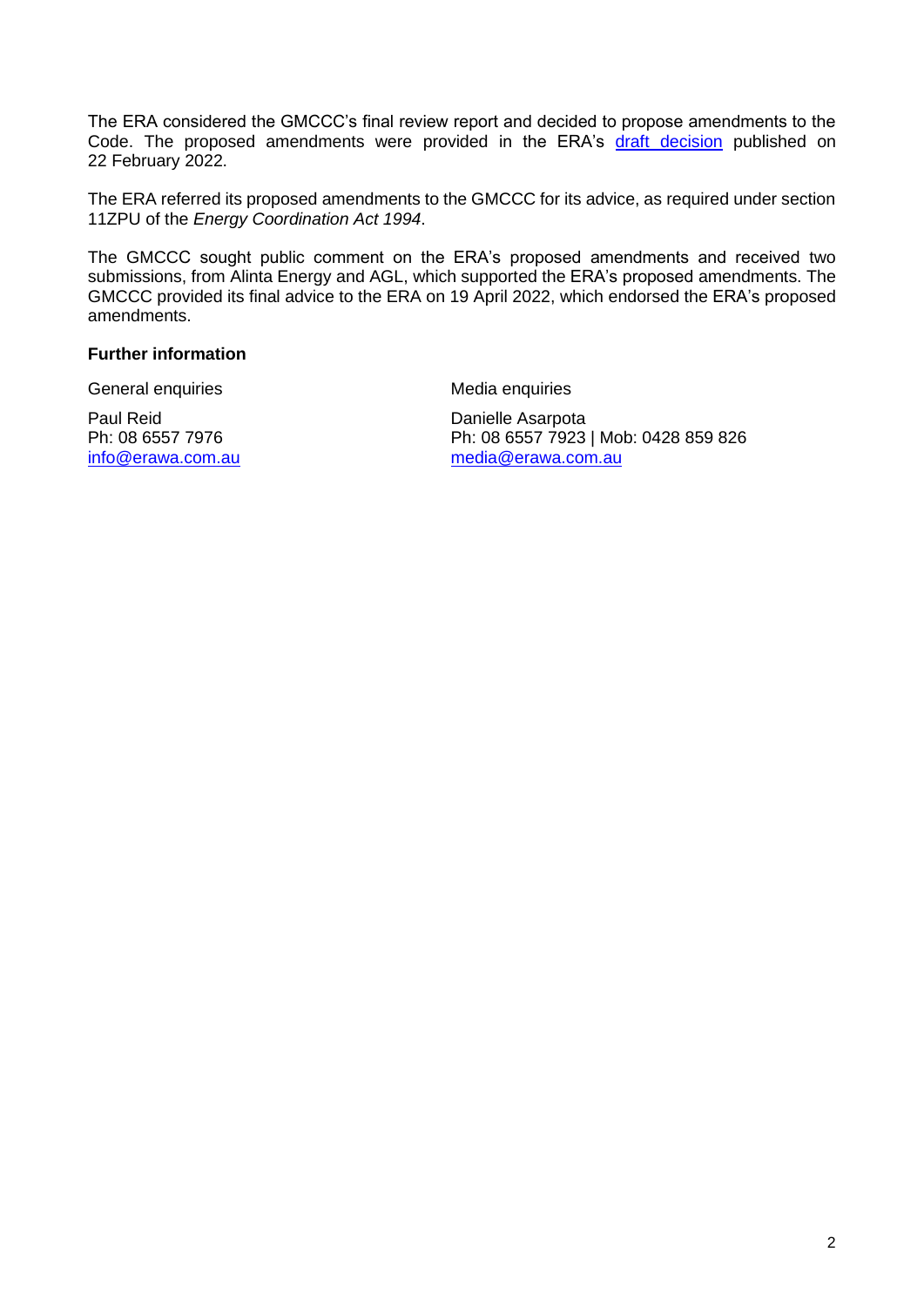The ERA considered the GMCCC's final review report and decided to propose amendments to the Code. The proposed amendments were provided in the ERA's draft decision published on 22 February 2022.

The ERA referred its proposed amendments to the GMCCC for its advice, as required under section 11ZPU of the *Energy Coordination Act 1994*.

The GMCCC sought public comment on the ERA's proposed amendments and received two submissions, from Alinta Energy and AGL, which supported the ERA's proposed amendments. The GMCCC provided its final advice to the ERA on 19 April 2022, which endorsed the ERA's proposed amendments.

**Further information**

General enquiries

Paul Reid
Ph: 08 6557 7976
info@erawa.com.au

Media enquiries

Danielle Asarpota
Ph: 08 6557 7923 | Mob: 0428 859 826
media@erawa.com.au